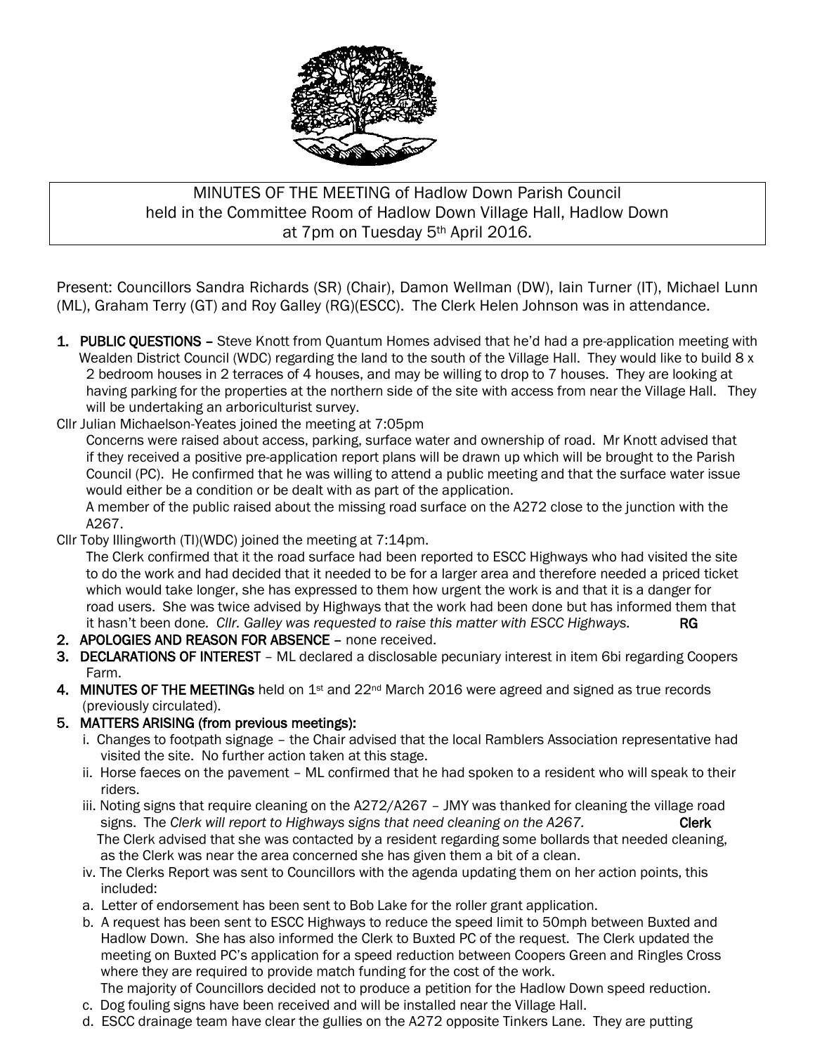MINUTES OF THE MEETING of Hadlow Down Parish Council
held in the Committee Room of Hadlow Down Village Hall, Hadlow Down
at 7pm on Tuesday 5th April 2016.

Present: Councillors Sandra Richards (SR) (Chair), Damon Wellman (DW), Iain Turner (IT), Michael Lunn (ML), Graham Terry (GT) and Roy Galley (RG)(ESCC). The Clerk Helen Johnson was in attendance.

1. **PUBLIC QUESTIONS** – Steve Knott from Quantum Homes advised that he'd had a pre-application meeting with Wealden District Council (WDC) regarding the land to the south of the Village Hall. They would like to build 8 x 2 bedroom houses in 2 terraces of 4 houses, and may be willing to drop to 7 houses. They are looking at having parking for the properties at the northern side of the site with access from near the Village Hall. They will be undertaking an arboriculturist survey.

Cllr Julian Michaelson-Yeates joined the meeting at 7:05pm

Concerns were raised about access, parking, surface water and ownership of road. Mr Knott advised that if they received a positive pre-application report plans will be drawn up which will be brought to the Parish Council (PC). He confirmed that he was willing to attend a public meeting and that the surface water issue would either be a condition or be dealt with as part of the application.

A member of the public raised about the missing road surface on the A272 close to the junction with the A267.

Cllr Toby Illingworth (TI)(WDC) joined the meeting at 7:14pm.

The Clerk confirmed that it the road surface had been reported to ESCC Highways who had visited the site to do the work and had decided that it needed to be for a larger area and therefore needed a priced ticket which would take longer, she has expressed to them how urgent the work is and that it is a danger for road users. She was twice advised by Highways that the work had been done but has informed them that it hasn't been done. *Cllr. Galley was requested to raise this matter with ESCC Highways.* **RG**

2. **APOLOGIES AND REASON FOR ABSENCE** – none received.
3. **DECLARATIONS OF INTEREST** – ML declared a disclosable pecuniary interest in item 6bi regarding Coopers Farm.
4. **MINUTES OF THE MEETINGs** held on 1st and 22nd March 2016 were agreed and signed as true records (previously circulated).
5. **MATTERS ARISING (from previous meetings):**
   i. Changes to footpath signage – the Chair advised that the local Ramblers Association representative had visited the site. No further action taken at this stage.
   ii. Horse faeces on the pavement – ML confirmed that he had spoken to a resident who will speak to their riders.
   iii. Noting signs that require cleaning on the A272/A267 – JMY was thanked for cleaning the village road signs. The *Clerk will report to Highways signs that need cleaning on the A267.* **Clerk**
   The Clerk advised that she was contacted by a resident regarding some bollards that needed cleaning, as the Clerk was near the area concerned she has given them a bit of a clean.
   iv. The Clerks Report was sent to Councillors with the agenda updating them on her action points, this included:
   a. Letter of endorsement has been sent to Bob Lake for the roller grant application.
   b. A request has been sent to ESCC Highways to reduce the speed limit to 50mph between Buxted and Hadlow Down. She has also informed the Clerk to Buxted PC of the request. The Clerk updated the meeting on Buxted PC's application for a speed reduction between Coopers Green and Ringles Cross where they are required to provide match funding for the cost of the work.
   The majority of Councillors decided not to produce a petition for the Hadlow Down speed reduction.
   c. Dog fouling signs have been received and will be installed near the Village Hall.
   d. ESCC drainage team have clear the gullies on the A272 opposite Tinkers Lane. They are putting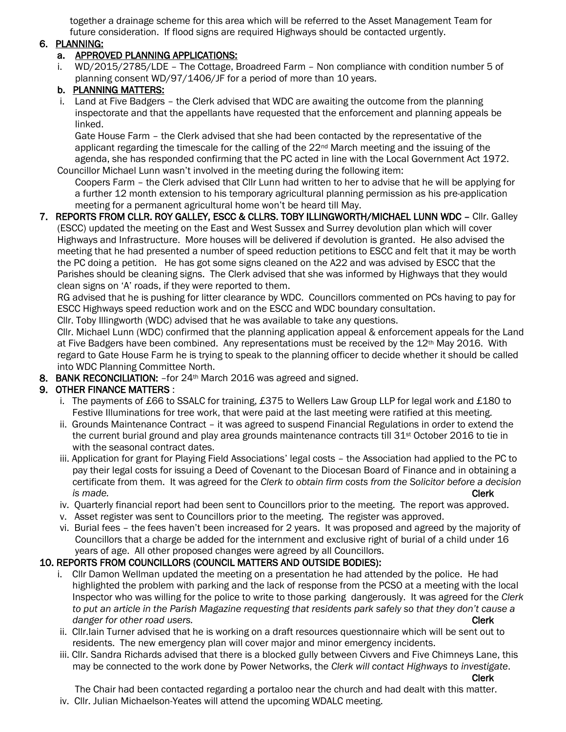together a drainage scheme for this area which will be referred to the Asset Management Team for future consideration. If flood signs are required Highways should be contacted urgently.

6. **PLANNING:**

   a. **APPROVED PLANNING APPLICATIONS:**

   i. WD/2015/2785/LDE – The Cottage, Broadreed Farm – Non compliance with condition number 5 of planning consent WD/97/1406/JF for a period of more than 10 years.

   b. **PLANNING MATTERS:**

   i. Land at Five Badgers – the Clerk advised that WDC are awaiting the outcome from the planning inspectorate and that the appellants have requested that the enforcement and planning appeals be linked.

   Gate House Farm – the Clerk advised that she had been contacted by the representative of the applicant regarding the timescale for the calling of the 22nd March meeting and the issuing of the agenda, she has responded confirming that the PC acted in line with the Local Government Act 1972.

   Councillor Michael Lunn wasn't involved in the meeting during the following item:

   Coopers Farm – the Clerk advised that Cllr Lunn had written to her to advise that he will be applying for a further 12 month extension to his temporary agricultural planning permission as his pre-application meeting for a permanent agricultural home won't be heard till May.

7. **REPORTS FROM CLLR. ROY GALLEY, ESCC & CLLRS. TOBY ILLINGWORTH/MICHAEL LUNN WDC** – Cllr. Galley (ESCC) updated the meeting on the East and West Sussex and Surrey devolution plan which will cover Highways and Infrastructure. More houses will be delivered if devolution is granted. He also advised the meeting that he had presented a number of speed reduction petitions to ESCC and felt that it may be worth the PC doing a petition. He has got some signs cleaned on the A22 and was advised by ESCC that the Parishes should be cleaning signs. The Clerk advised that she was informed by Highways that they would clean signs on 'A' roads, if they were reported to them.

   RG advised that he is pushing for litter clearance by WDC. Councillors commented on PCs having to pay for ESCC Highways speed reduction work and on the ESCC and WDC boundary consultation.

   Cllr. Toby Illingworth (WDC) advised that he was available to take any questions.

   Cllr. Michael Lunn (WDC) confirmed that the planning application appeal & enforcement appeals for the Land at Five Badgers have been combined. Any representations must be received by the 12th May 2016. With regard to Gate House Farm he is trying to speak to the planning officer to decide whether it should be called into WDC Planning Committee North.

8. **BANK RECONCILIATION:** –for 24th March 2016 was agreed and signed.

9. **OTHER FINANCE MATTERS** :

   i. The payments of £66 to SSALC for training, £375 to Wellers Law Group LLP for legal work and £180 to Festive Illuminations for tree work, that were paid at the last meeting were ratified at this meeting.

   ii. Grounds Maintenance Contract – it was agreed to suspend Financial Regulations in order to extend the the current burial ground and play area grounds maintenance contracts till 31st October 2016 to tie in with the seasonal contract dates.

   iii. Application for grant for Playing Field Associations' legal costs – the Association had applied to the PC to pay their legal costs for issuing a Deed of Covenant to the Diocesan Board of Finance and in obtaining a certificate from them. It was agreed for the *Clerk to obtain firm costs from the Solicitor before a decision is made.* **Clerk**

   iv. Quarterly financial report had been sent to Councillors prior to the meeting. The report was approved.

   v. Asset register was sent to Councillors prior to the meeting. The register was approved.

   vi. Burial fees – the fees haven't been increased for 2 years. It was proposed and agreed by the majority of Councillors that a charge be added for the internment and exclusive right of burial of a child under 16 years of age. All other proposed changes were agreed by all Councillors.

10. **REPORTS FROM COUNCILLORS (COUNCIL MATTERS AND OUTSIDE BODIES):**

   i. Cllr Damon Wellman updated the meeting on a presentation he had attended by the police. He had highlighted the problem with parking and the lack of response from the PCSO at a meeting with the local Inspector who was willing for the police to write to those parking dangerously. It was agreed for the *Clerk to put an article in the Parish Magazine requesting that residents park safely so that they don't cause a danger for other road users.* **Clerk**

   ii. Cllr.Iain Turner advised that he is working on a draft resources questionnaire which will be sent out to residents. The new emergency plan will cover major and minor emergency incidents.

   iii. Cllr. Sandra Richards advised that there is a blocked gully between Civvers and Five Chimneys Lane, this may be connected to the work done by Power Networks, the *Clerk will contact Highways to investigate*. **Clerk**

   The Chair had been contacted regarding a portaloo near the church and had dealt with this matter.

   iv. Cllr. Julian Michaelson-Yeates will attend the upcoming WDALC meeting.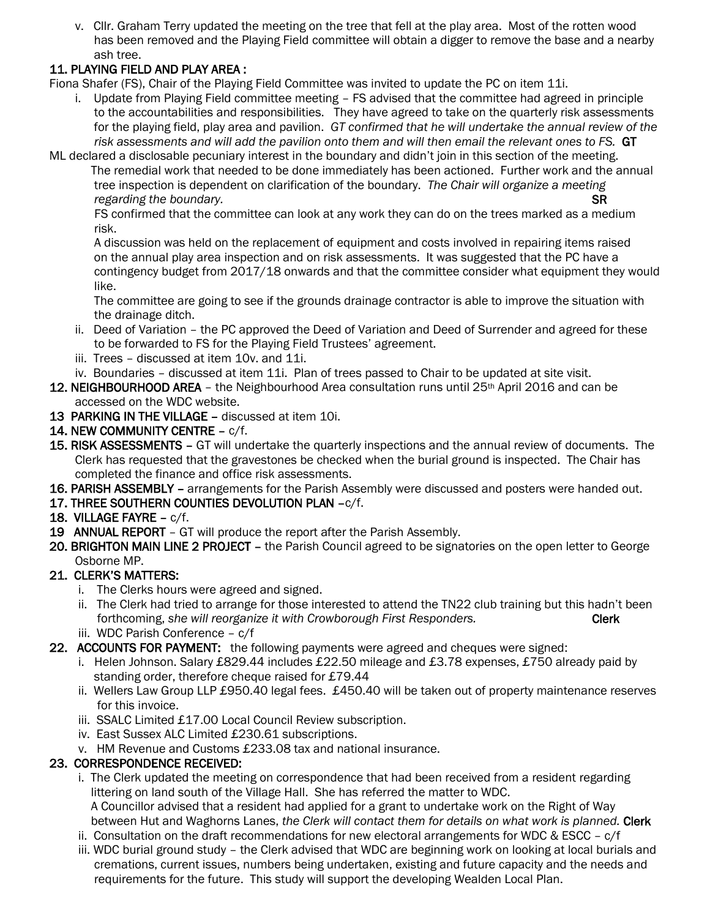v. Cllr. Graham Terry updated the meeting on the tree that fell at the play area. Most of the rotten wood has been removed and the Playing Field committee will obtain a digger to remove the base and a nearby ash tree.

**11. PLAYING FIELD AND PLAY AREA :**

Fiona Shafer (FS), Chair of the Playing Field Committee was invited to update the PC on item 11i.

i. Update from Playing Field committee meeting – FS advised that the committee had agreed in principle to the accountabilities and responsibilities. They have agreed to take on the quarterly risk assessments for the playing field, play area and pavilion. *GT confirmed that he will undertake the annual review of the risk assessments and will add the pavilion onto them and will then email the relevant ones to FS.* **GT**

ML declared a disclosable pecuniary interest in the boundary and didn't join in this section of the meeting.

The remedial work that needed to be done immediately has been actioned. Further work and the annual tree inspection is dependent on clarification of the boundary. *The Chair will organize a meeting regarding the boundary.* **SR**

FS confirmed that the committee can look at any work they can do on the trees marked as a medium risk.

A discussion was held on the replacement of equipment and costs involved in repairing items raised on the annual play area inspection and on risk assessments. It was suggested that the PC have a contingency budget from 2017/18 onwards and that the committee consider what equipment they would like.

The committee are going to see if the grounds drainage contractor is able to improve the situation with the drainage ditch.

ii. Deed of Variation – the PC approved the Deed of Variation and Deed of Surrender and agreed for these to be forwarded to FS for the Playing Field Trustees' agreement.

iii. Trees – discussed at item 10v. and 11i.

iv. Boundaries – discussed at item 11i. Plan of trees passed to Chair to be updated at site visit.

**12. NEIGHBOURHOOD AREA** – the Neighbourhood Area consultation runs until 25th April 2016 and can be accessed on the WDC website.

**13 PARKING IN THE VILLAGE** – discussed at item 10i.

**14. NEW COMMUNITY CENTRE** – c/f.

**15. RISK ASSESSMENTS** – GT will undertake the quarterly inspections and the annual review of documents. The Clerk has requested that the gravestones be checked when the burial ground is inspected. The Chair has completed the finance and office risk assessments.

**16. PARISH ASSEMBLY** – arrangements for the Parish Assembly were discussed and posters were handed out.

**17. THREE SOUTHERN COUNTIES DEVOLUTION PLAN** –c/f.

**18. VILLAGE FAYRE** – c/f.

**19 ANNUAL REPORT** – GT will produce the report after the Parish Assembly.

**20. BRIGHTON MAIN LINE 2 PROJECT** – the Parish Council agreed to be signatories on the open letter to George Osborne MP.

**21. CLERK'S MATTERS:**

i. The Clerks hours were agreed and signed.

ii. The Clerk had tried to arrange for those interested to attend the TN22 club training but this hadn't been forthcoming, *she will reorganize it with Crowborough First Responders.* **Clerk**

iii. WDC Parish Conference – c/f

**22. ACCOUNTS FOR PAYMENT:** the following payments were agreed and cheques were signed:

i. Helen Johnson. Salary £829.44 includes £22.50 mileage and £3.78 expenses, £750 already paid by standing order, therefore cheque raised for £79.44

ii. Wellers Law Group LLP £950.40 legal fees. £450.40 will be taken out of property maintenance reserves for this invoice.

iii. SSALC Limited £17.00 Local Council Review subscription.

iv. East Sussex ALC Limited £230.61 subscriptions.

v. HM Revenue and Customs £233.08 tax and national insurance.

**23. CORRESPONDENCE RECEIVED:**

i. The Clerk updated the meeting on correspondence that had been received from a resident regarding littering on land south of the Village Hall. She has referred the matter to WDC.
A Councillor advised that a resident had applied for a grant to undertake work on the Right of Way between Hut and Waghorns Lanes, *the Clerk will contact them for details on what work is planned.* **Clerk**

ii. Consultation on the draft recommendations for new electoral arrangements for WDC & ESCC – c/f

iii. WDC burial ground study – the Clerk advised that WDC are beginning work on looking at local burials and cremations, current issues, numbers being undertaken, existing and future capacity and the needs and requirements for the future. This study will support the developing Wealden Local Plan.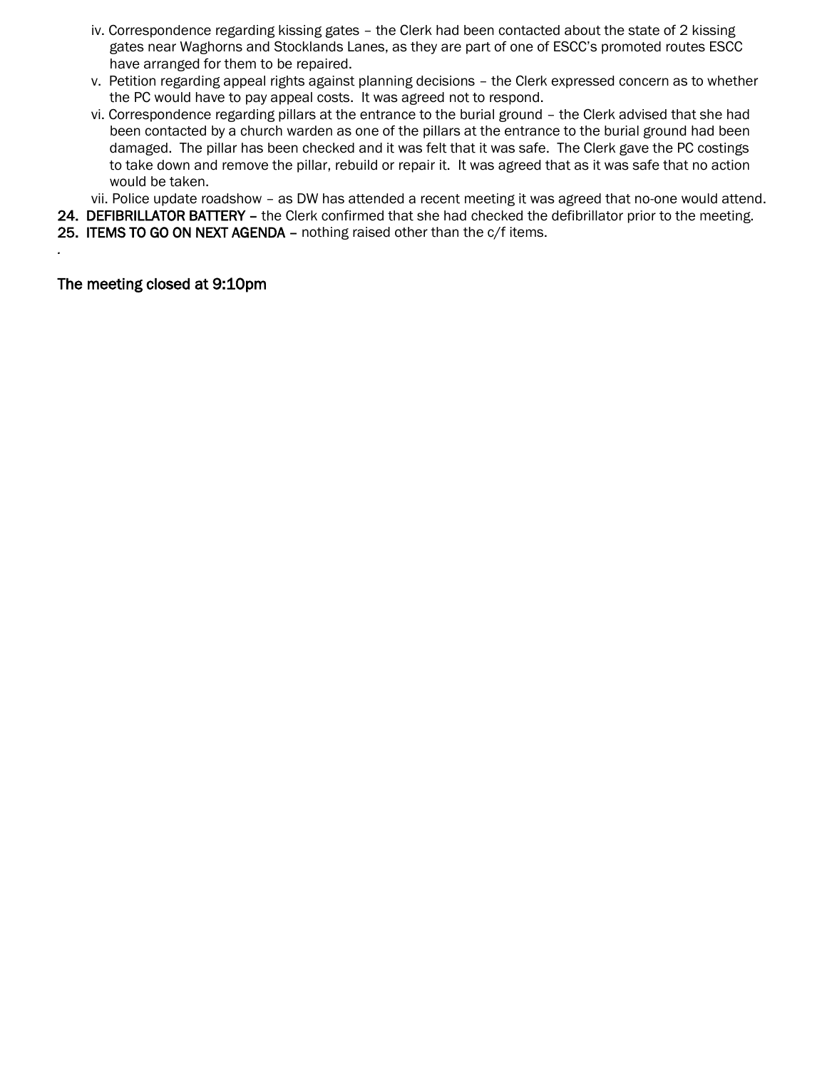iv. Correspondence regarding kissing gates – the Clerk had been contacted about the state of 2 kissing gates near Waghorns and Stocklands Lanes, as they are part of one of ESCC's promoted routes ESCC have arranged for them to be repaired.

v. Petition regarding appeal rights against planning decisions – the Clerk expressed concern as to whether the PC would have to pay appeal costs. It was agreed not to respond.

vi. Correspondence regarding pillars at the entrance to the burial ground – the Clerk advised that she had been contacted by a church warden as one of the pillars at the entrance to the burial ground had been damaged. The pillar has been checked and it was felt that it was safe. The Clerk gave the PC costings to take down and remove the pillar, rebuild or repair it. It was agreed that as it was safe that no action would be taken.

vii. Police update roadshow – as DW has attended a recent meeting it was agreed that no-one would attend.

24. **DEFIBRILLATOR BATTERY** – the Clerk confirmed that she had checked the defibrillator prior to the meeting.

25. **ITEMS TO GO ON NEXT AGENDA** – nothing raised other than the c/f items.

.

The meeting closed at 9:10pm